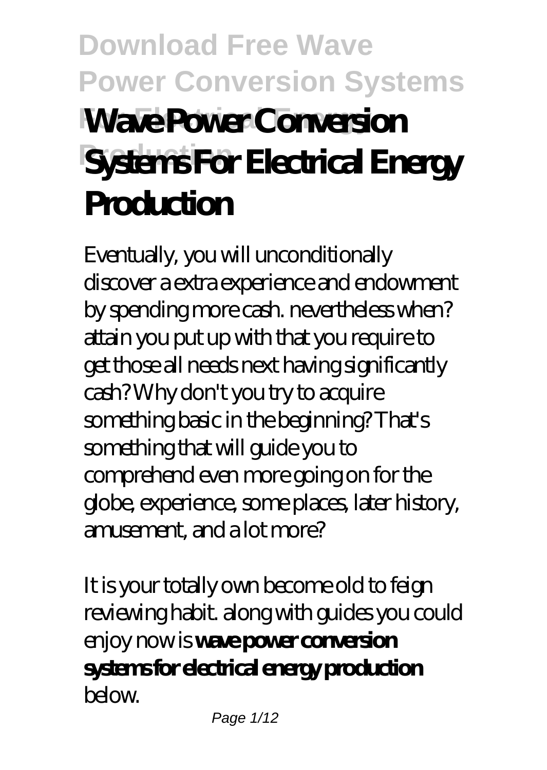# Wave Power Conversion Systems For Electrical Energy Production

Eventually, you will unconditionally discover a extra experience and endowment by spending more cash. nevertheless when? attain you put up with that you require to get those all needs next having significantly cash? Why don't you try to acquire something basic in the beginning? That's something that will guide you to comprehend even more going on for the globe, experience, some places, later history, amusement, and a lot more?

It is your totally own become old to feign reviewing habit. along with guides you could enjoy now is **wave power conversion systems for electrical energy production** below.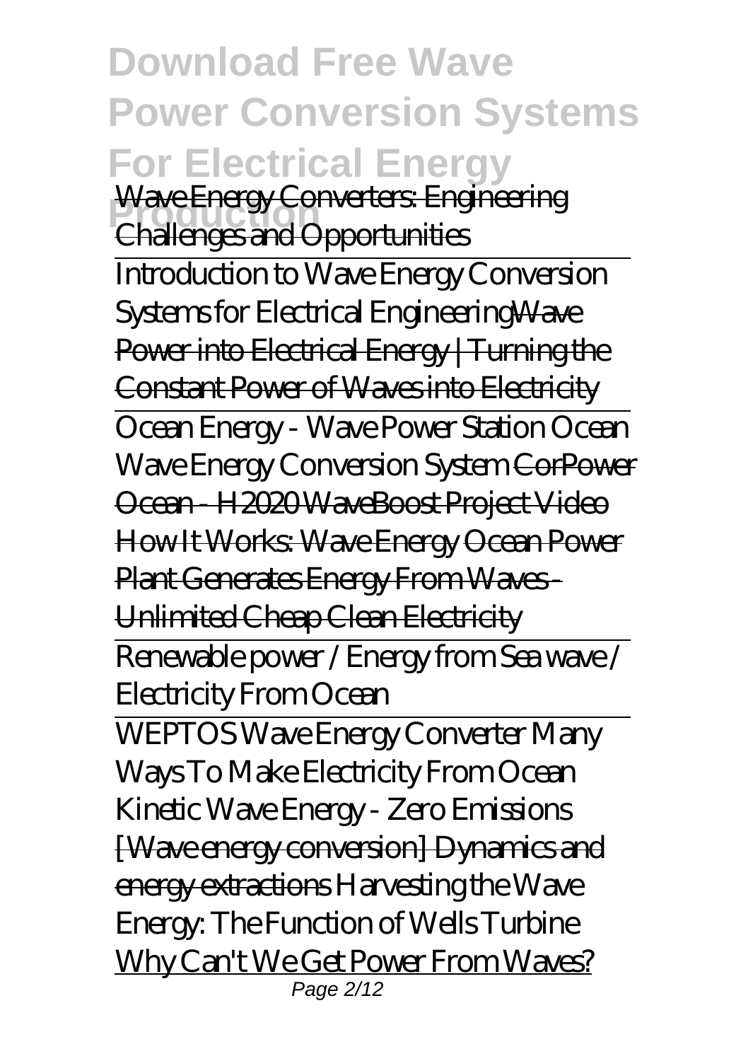Wave Energy Converters: Engineering Challenges and Opportunities

Introduction to Wave Energy Conversion Systems for Electrical EngineeringWave Power into Electrical Energy | Turning the Constant Power of Waves into Electricity

Ocean Energy - Wave Power Station Ocean Wave Energy Conversion System CorPower Ocean - H2020 WaveBoost Project Video How It Works: Wave Energy Ocean Power Plant Generates Energy From Waves - Unlimited Cheap Clean Electricity

Renewable power / Energy from Sea wave / Electricity From Ocean

WEPTOS Wave Energy Converter Many Ways To Make Electricity From Ocean Kinetic Wave Energy - Zero Emissions [Wave energy conversion] Dynamics and energy extractions Harvesting the Wave Energy: The Function of Wells Turbine Why Can't We Get Power From Waves?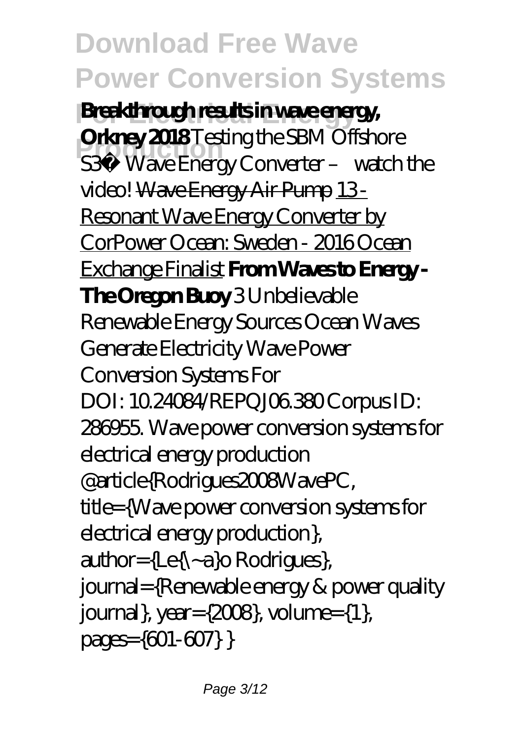**Breakthrough results in wave energy, Orkney 2018** *Testing the SBM Offshore S3® Wave Energy Converter – watch the video!* Wave Energy Air Pump 13 - Resonant Wave Energy Converter by CorPower Ocean: Sweden - 2016 Ocean Exchange Finalist **From Waves to Energy - The Oregon Buoy** *3 Unbelievable Renewable Energy Sources Ocean Waves Generate Electricity* *Wave Power Conversion Systems For*

DOI: 10.24084/REPQJ06.380 Corpus ID: 286955. Wave power conversion systems for electrical energy production @article{Rodrigues2008WavePC, title={Wave power conversion systems for electrical energy production}, author={Le{\~a}o Rodrigues}, journal={Renewable energy & power quality journal}, year={2008}, volume={1}, pages={601-607} }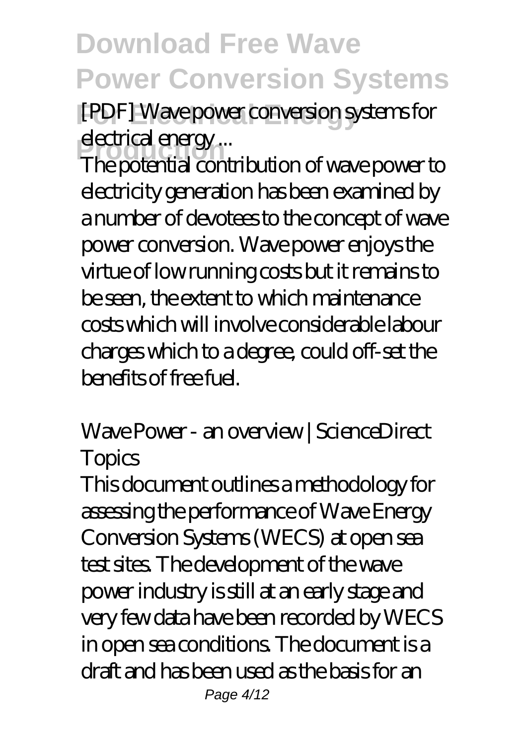[PDF] Wave power conversion systems for electrical energy ...

The potential contribution of wave power to electricity generation has been examined by a number of devotees to the concept of wave power conversion. Wave power enjoys the virtue of low running costs but it remains to be seen, the extent to which maintenance costs which will involve considerable labour charges which to a degree, could off-set the benefits of free fuel.

Wave Power - an overview | ScienceDirect Topics

This document outlines a methodology for assessing the performance of Wave Energy Conversion Systems (WECS) at open sea test sites. The development of the wave power industry is still at an early stage and very few data have been recorded by WECS in open sea conditions. The document is a draft and has been used as the basis for an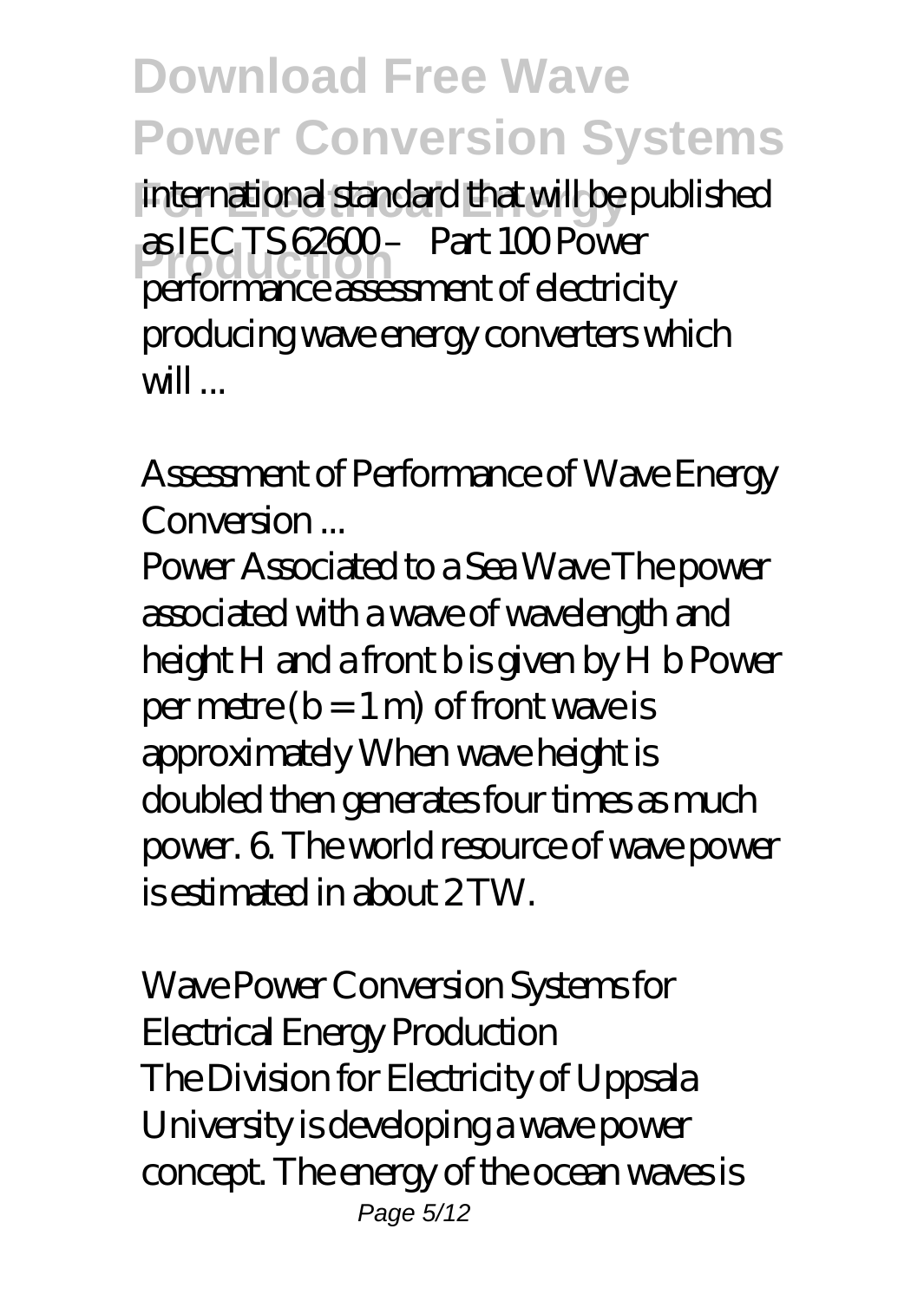international standard that will be published as IEC TS 62600 – Part 100 Power performance assessment of electricity producing wave energy converters which will ...

*Assessment of Performance of Wave Energy Conversion ...*

Power Associated to a Sea Wave The power associated with a wave of wavelength and height H and a front b is given by H b Power per metre (b = 1 m) of front wave is approximately When wave height is doubled then generates four times as much power. 6. The world resource of wave power is estimated in about 2 TW.

*Wave Power Conversion Systems for Electrical Energy Production*

The Division for Electricity of Uppsala University is developing a wave power concept. The energy of the ocean waves is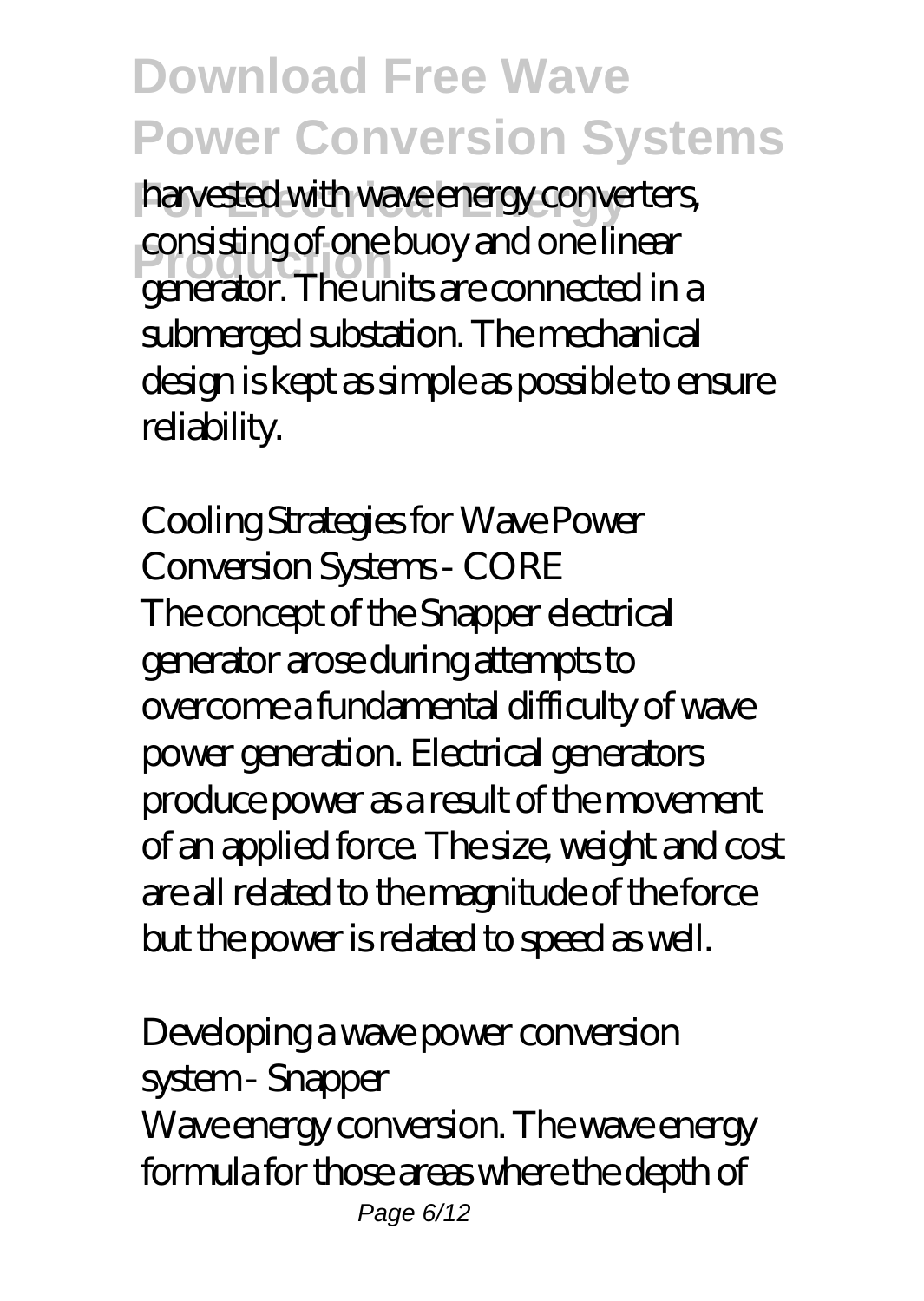harvested with wave energy converters, consisting of one buoy and one linear generator. The units are connected in a submerged substation. The mechanical design is kept as simple as possible to ensure reliability.

*Cooling Strategies for Wave Power Conversion Systems - CORE*

The concept of the Snapper electrical generator arose during attempts to overcome a fundamental difficulty of wave power generation. Electrical generators produce power as a result of the movement of an applied force. The size, weight and cost are all related to the magnitude of the force but the power is related to speed as well.

*Developing a wave power conversion system - Snapper*

Wave energy conversion. The wave energy formula for those areas where the depth of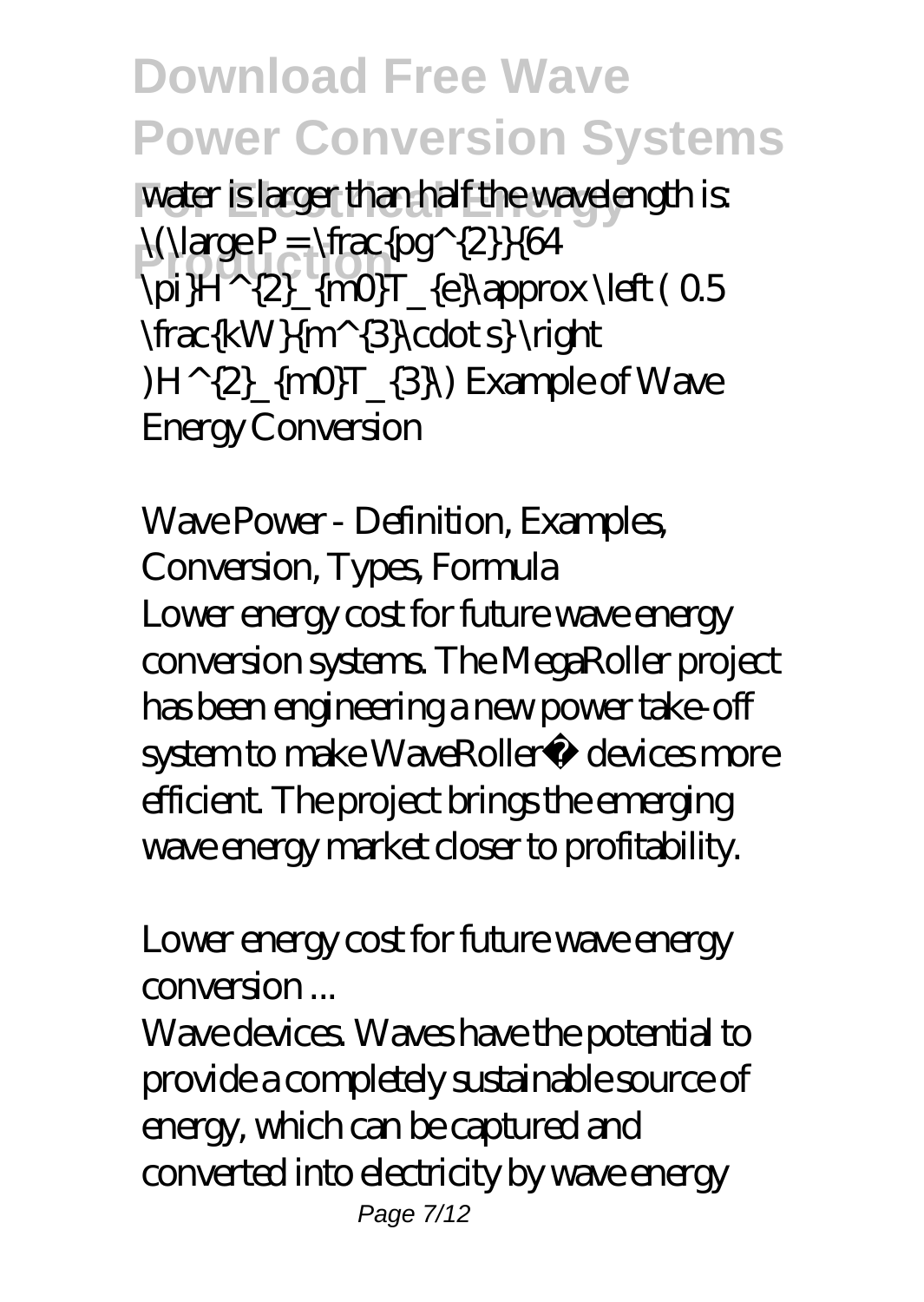water is larger than half the wavelength is: \(\large P = \frac{pg^{2}}{64 \pi}H^{2}_{m0}T_{e}\approx \left ( 0.5 \frac{kW}{m^{3}\cdot s} \right )H^{2}_{m0}T_{3}\) Example of Wave Energy Conversion

*Wave Power - Definition, Examples, Conversion, Types, Formula*

Lower energy cost for future wave energy conversion systems. The MegaRoller project has been engineering a new power take-off system to make WaveRoller® devices more efficient. The project brings the emerging wave energy market closer to profitability.

*Lower energy cost for future wave energy conversion ...*

Wave devices. Waves have the potential to provide a completely sustainable source of energy, which can be captured and converted into electricity by wave energy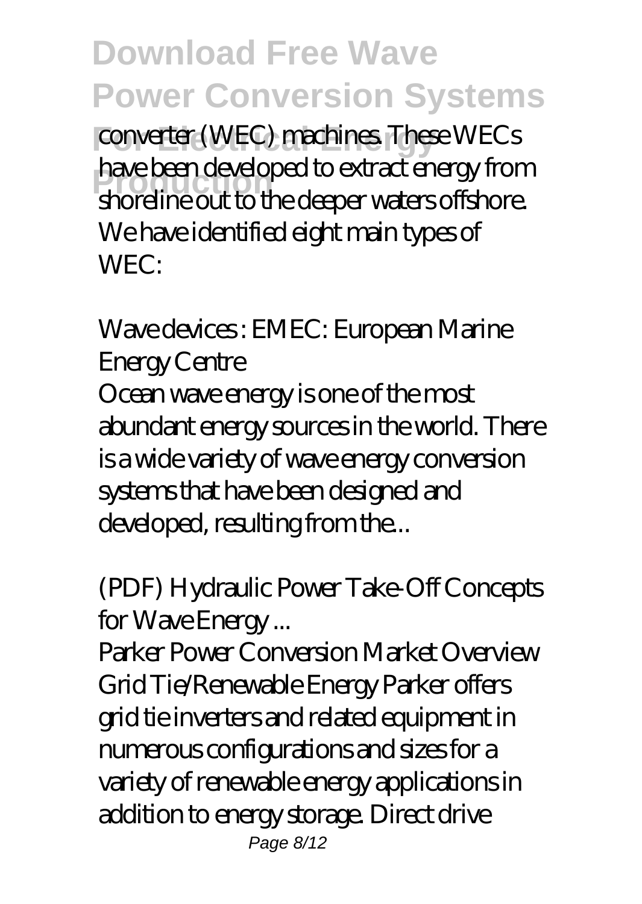converter (WEC) machines. These WECs have been developed to extract energy from shoreline out to the deeper waters offshore. We have identified eight main types of WEC:

*Wave devices : EMEC: European Marine Energy Centre*

Ocean wave energy is one of the most abundant energy sources in the world. There is a wide variety of wave energy conversion systems that have been designed and developed, resulting from the...

*(PDF) Hydraulic Power Take-Off Concepts for Wave Energy ...*

Parker Power Conversion Market Overview Grid Tie/Renewable Energy Parker offers grid tie inverters and related equipment in numerous configurations and sizes for a variety of renewable energy applications in addition to energy storage. Direct drive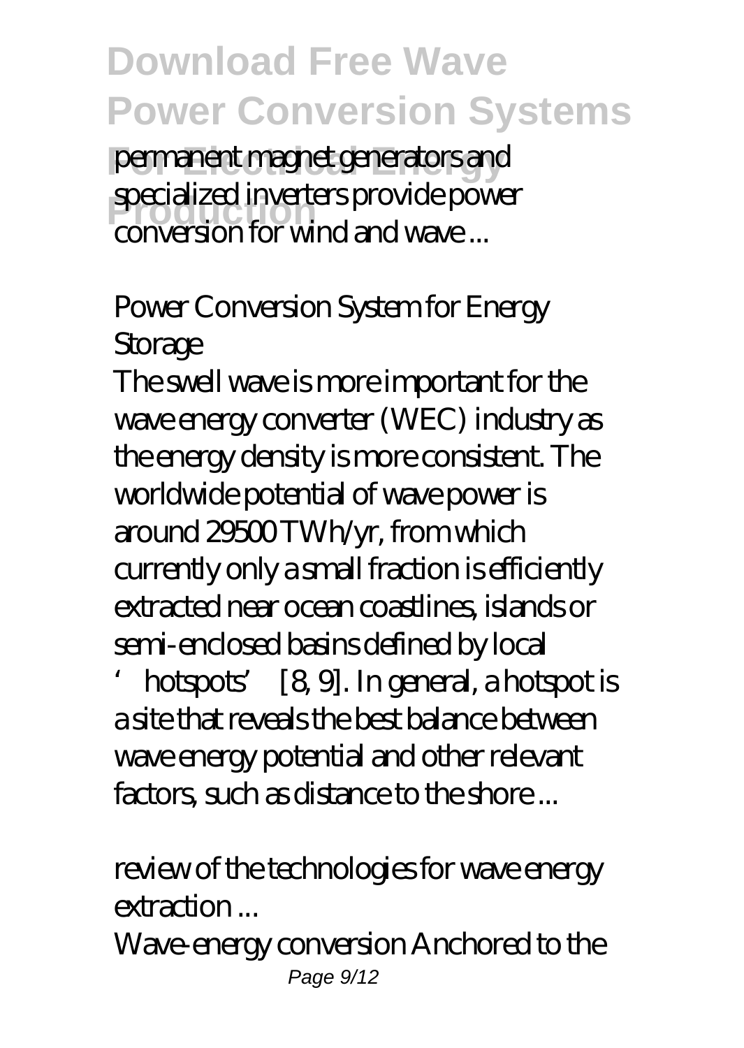permanent magnet generators and specialized inverters provide power conversion for wind and wave ...

*Power Conversion System for Energy Storage*

The swell wave is more important for the wave energy converter (WEC) industry as the energy density is more consistent. The worldwide potential of wave power is around 29500 TWh/yr, from which currently only a small fraction is efficiently extracted near ocean coastlines, islands or semi-enclosed basins defined by local 'hotspots' [8, 9]. In general, a hotspot is a site that reveals the best balance between wave energy potential and other relevant factors, such as distance to the shore ...

*review of the technologies for wave energy extraction ...*

Wave-energy conversion Anchored to the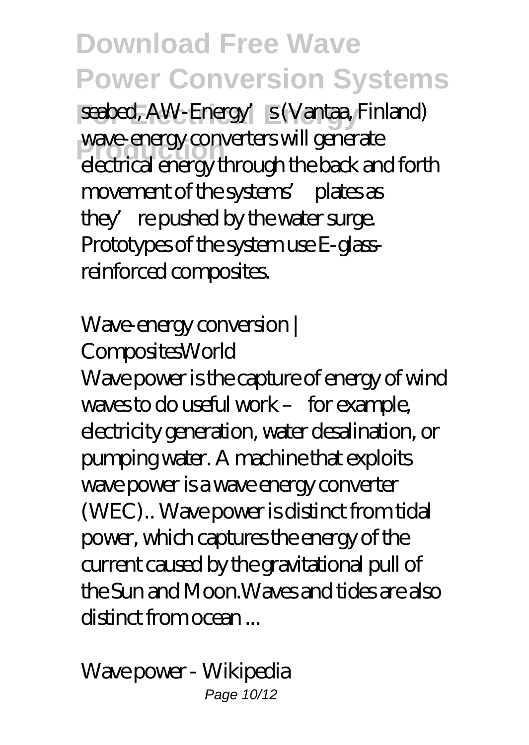seabed, AW-Energy's (Vantaa, Finland) wave-energy converters will generate electrical energy through the back and forth movement of the systems' plates as they're pushed by the water surge. Prototypes of the system use E-glass-reinforced composites.

*Wave-energy conversion | CompositesWorld*

Wave power is the capture of energy of wind waves to do useful work – for example, electricity generation, water desalination, or pumping water. A machine that exploits wave power is a wave energy converter (WEC).. Wave power is distinct from tidal power, which captures the energy of the current caused by the gravitational pull of the Sun and Moon.Waves and tides are also distinct from ocean ...

*Wave power - Wikipedia*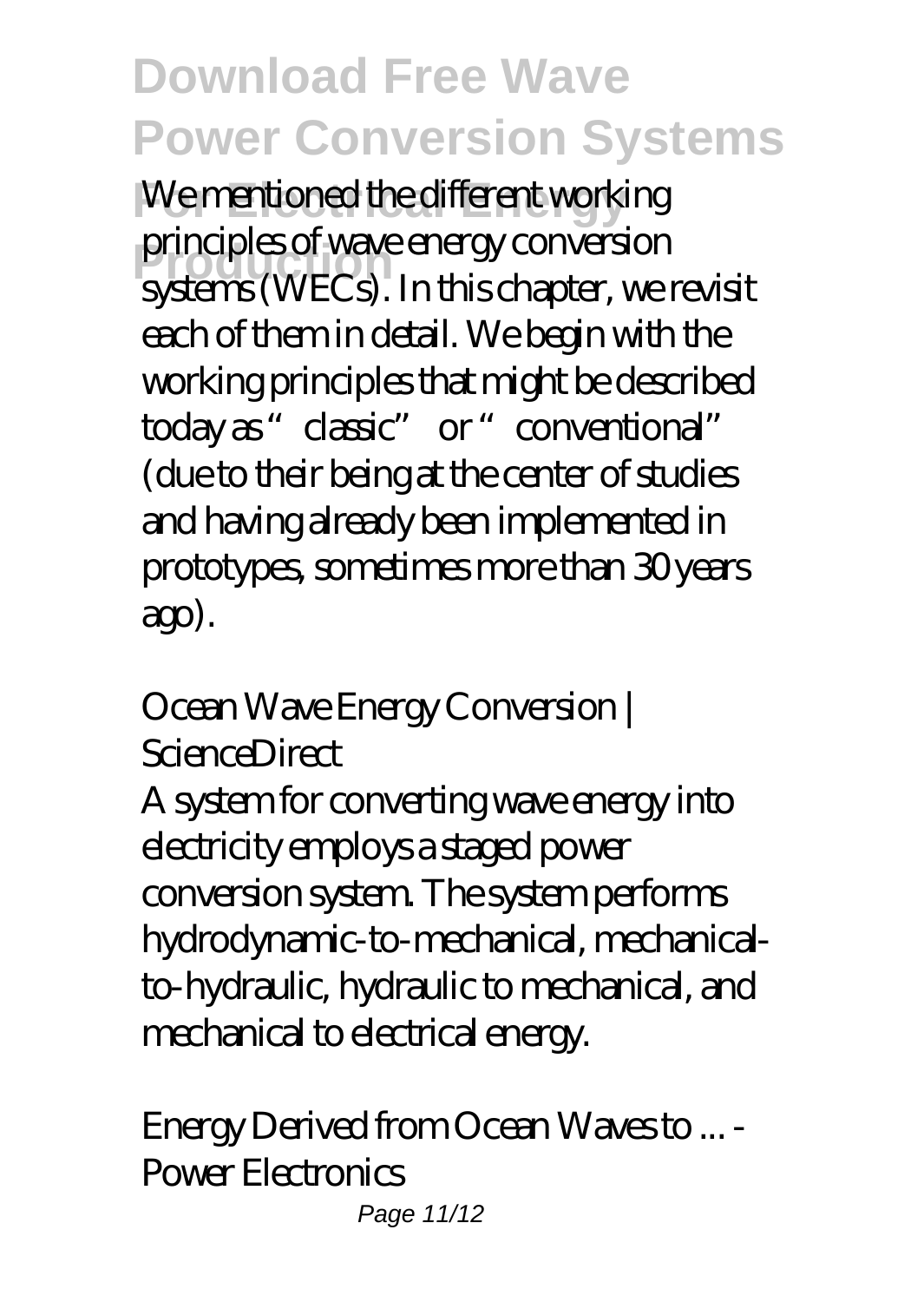We mentioned the different working principles of wave energy conversion systems (WECs). In this chapter, we revisit each of them in detail. We begin with the working principles that might be described today as "classic" or "conventional" (due to their being at the center of studies and having already been implemented in prototypes, sometimes more than 30 years ago).

*Ocean Wave Energy Conversion | ScienceDirect*

A system for converting wave energy into electricity employs a staged power conversion system. The system performs hydrodynamic-to-mechanical, mechanical-to-hydraulic, hydraulic to mechanical, and mechanical to electrical energy.

*Energy Derived from Ocean Waves to ... - Power Electronics*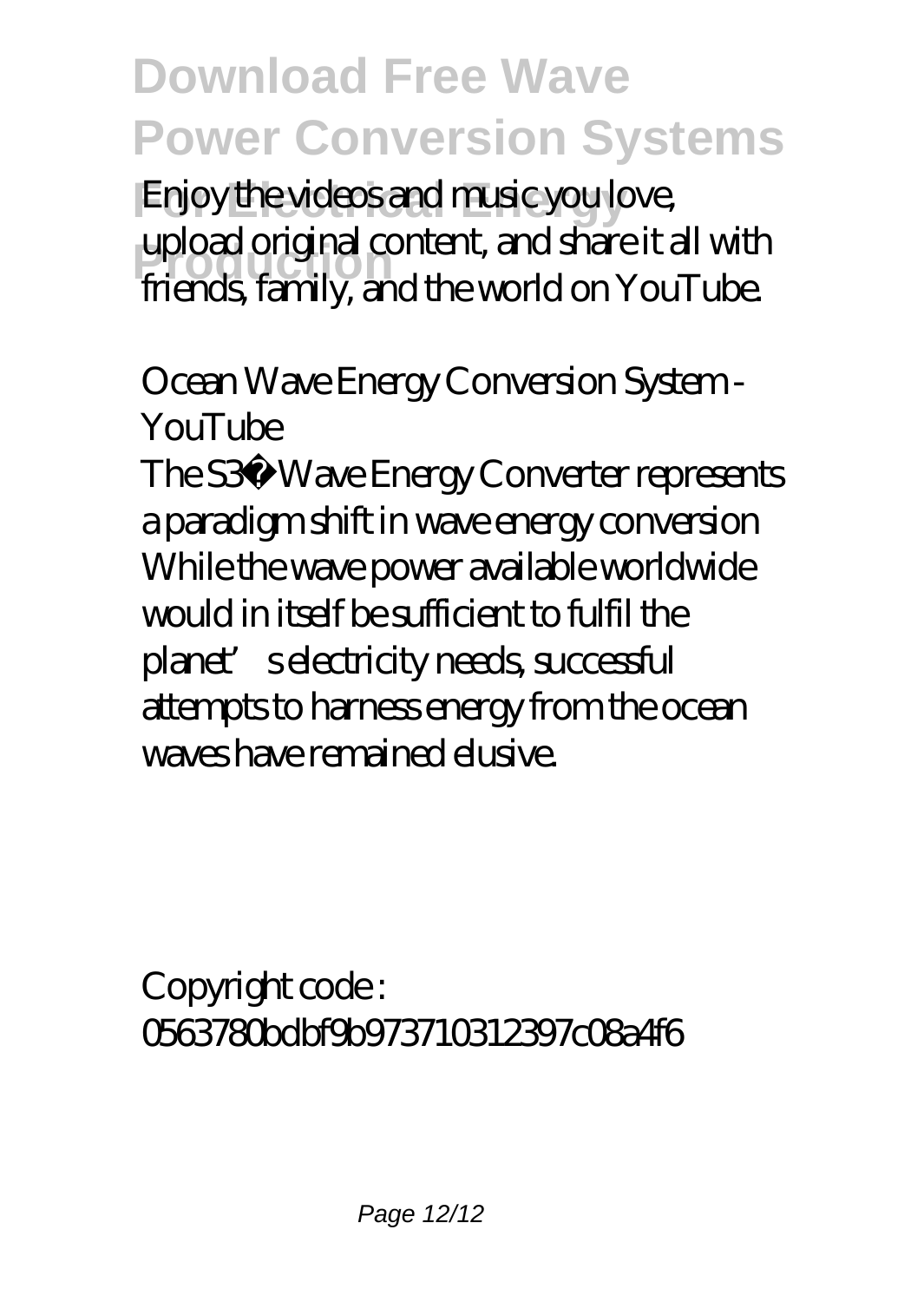Enjoy the videos and music you love, upload original content, and share it all with friends, family, and the world on YouTube.

*Ocean Wave Energy Conversion System - YouTube*

The S3® Wave Energy Converter represents a paradigm shift in wave energy conversion While the wave power available worldwide would in itself be sufficient to fulfil the planet's electricity needs, successful attempts to harness energy from the ocean waves have remained elusive.

Copyright code : 0563780bdbf9b973710312397c08a4f6